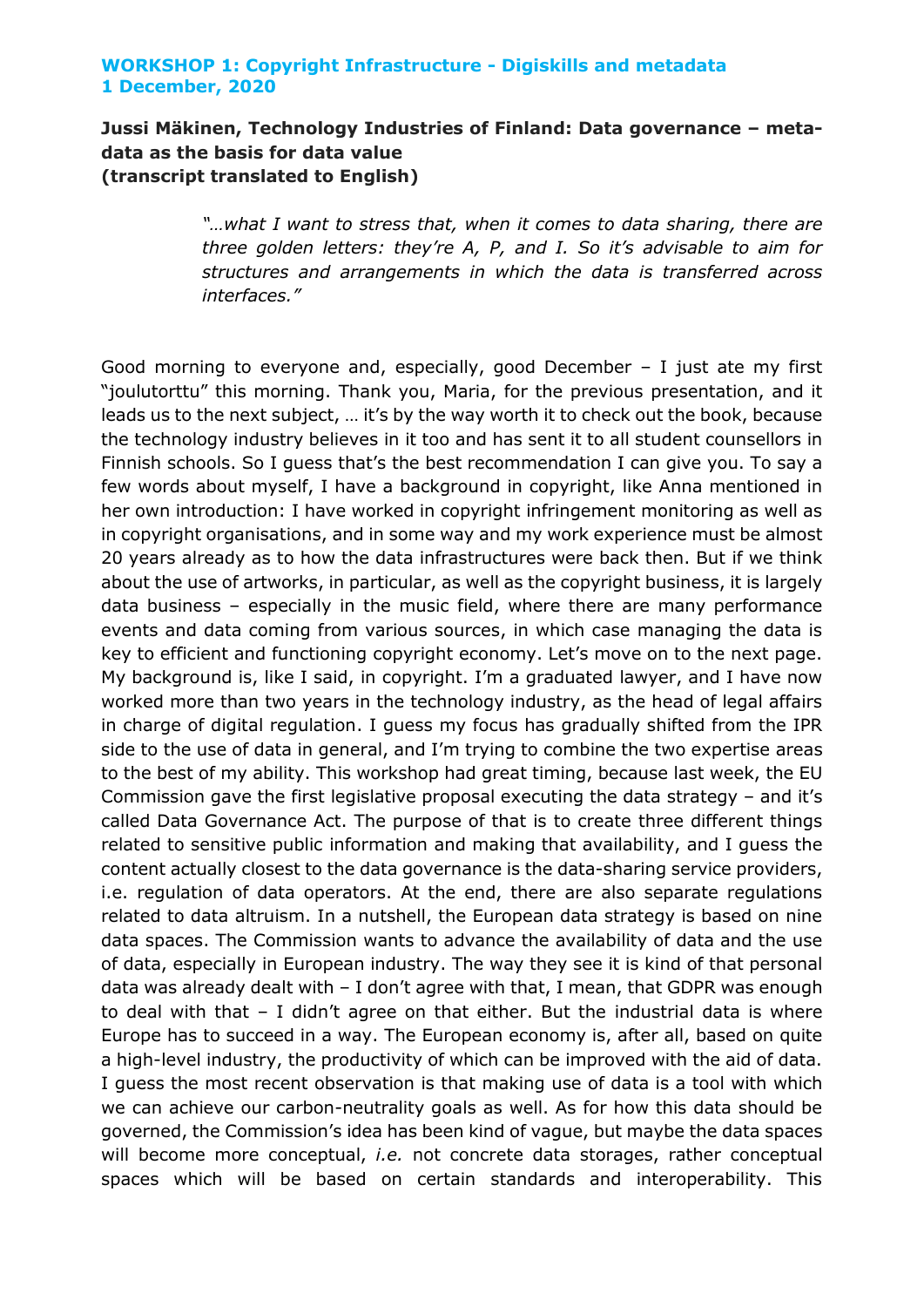**WORKSHOP 1: Copyright Infrastructure - Digiskills and metadata**
**1 December, 2020**

**Jussi Mäkinen, Technology Industries of Finland: Data governance – metadata as the basis for data value**
**(transcript translated to English)**

> *"…what I want to stress that, when it comes to data sharing, there are three golden letters: they're A, P, and I. So it's advisable to aim for structures and arrangements in which the data is transferred across interfaces."*

Good morning to everyone and, especially, good December – I just ate my first "joulutorttu" this morning. Thank you, Maria, for the previous presentation, and it leads us to the next subject, … it's by the way worth it to check out the book, because the technology industry believes in it too and has sent it to all student counsellors in Finnish schools. So I guess that's the best recommendation I can give you. To say a few words about myself, I have a background in copyright, like Anna mentioned in her own introduction: I have worked in copyright infringement monitoring as well as in copyright organisations, and in some way and my work experience must be almost 20 years already as to how the data infrastructures were back then. But if we think about the use of artworks, in particular, as well as the copyright business, it is largely data business – especially in the music field, where there are many performance events and data coming from various sources, in which case managing the data is key to efficient and functioning copyright economy. Let's move on to the next page. My background is, like I said, in copyright. I'm a graduated lawyer, and I have now worked more than two years in the technology industry, as the head of legal affairs in charge of digital regulation. I guess my focus has gradually shifted from the IPR side to the use of data in general, and I'm trying to combine the two expertise areas to the best of my ability. This workshop had great timing, because last week, the EU Commission gave the first legislative proposal executing the data strategy – and it's called Data Governance Act. The purpose of that is to create three different things related to sensitive public information and making that availability, and I guess the content actually closest to the data governance is the data-sharing service providers, i.e. regulation of data operators. At the end, there are also separate regulations related to data altruism. In a nutshell, the European data strategy is based on nine data spaces. The Commission wants to advance the availability of data and the use of data, especially in European industry. The way they see it is kind of that personal data was already dealt with – I don't agree with that, I mean, that GDPR was enough to deal with that – I didn't agree on that either. But the industrial data is where Europe has to succeed in a way. The European economy is, after all, based on quite a high-level industry, the productivity of which can be improved with the aid of data. I guess the most recent observation is that making use of data is a tool with which we can achieve our carbon-neutrality goals as well. As for how this data should be governed, the Commission's idea has been kind of vague, but maybe the data spaces will become more conceptual, *i.e.* not concrete data storages, rather conceptual spaces which will be based on certain standards and interoperability. This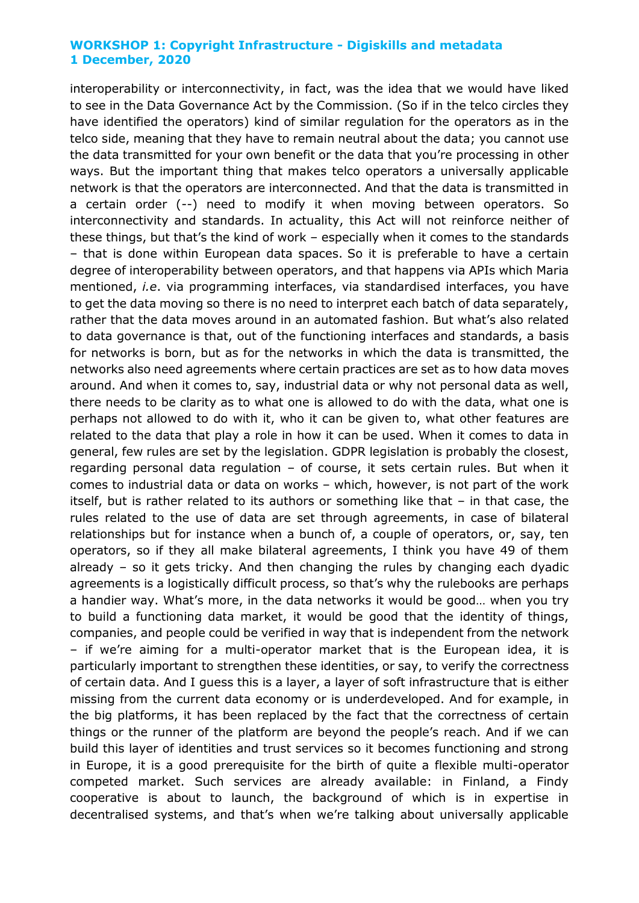interoperability or interconnectivity, in fact, was the idea that we would have liked to see in the Data Governance Act by the Commission. (So if in the telco circles they have identified the operators) kind of similar regulation for the operators as in the telco side, meaning that they have to remain neutral about the data; you cannot use the data transmitted for your own benefit or the data that you're processing in other ways. But the important thing that makes telco operators a universally applicable network is that the operators are interconnected. And that the data is transmitted in a certain order (--) need to modify it when moving between operators. So interconnectivity and standards. In actuality, this Act will not reinforce neither of these things, but that's the kind of work – especially when it comes to the standards – that is done within European data spaces. So it is preferable to have a certain degree of interoperability between operators, and that happens via APIs which Maria mentioned, *i.e*. via programming interfaces, via standardised interfaces, you have to get the data moving so there is no need to interpret each batch of data separately, rather that the data moves around in an automated fashion. But what's also related to data governance is that, out of the functioning interfaces and standards, a basis for networks is born, but as for the networks in which the data is transmitted, the networks also need agreements where certain practices are set as to how data moves around. And when it comes to, say, industrial data or why not personal data as well, there needs to be clarity as to what one is allowed to do with the data, what one is perhaps not allowed to do with it, who it can be given to, what other features are related to the data that play a role in how it can be used. When it comes to data in general, few rules are set by the legislation. GDPR legislation is probably the closest, regarding personal data regulation – of course, it sets certain rules. But when it comes to industrial data or data on works – which, however, is not part of the work itself, but is rather related to its authors or something like that – in that case, the rules related to the use of data are set through agreements, in case of bilateral relationships but for instance when a bunch of, a couple of operators, or, say, ten operators, so if they all make bilateral agreements, I think you have 49 of them already – so it gets tricky. And then changing the rules by changing each dyadic agreements is a logistically difficult process, so that's why the rulebooks are perhaps a handier way. What's more, in the data networks it would be good… when you try to build a functioning data market, it would be good that the identity of things, companies, and people could be verified in way that is independent from the network – if we're aiming for a multi-operator market that is the European idea, it is particularly important to strengthen these identities, or say, to verify the correctness of certain data. And I guess this is a layer, a layer of soft infrastructure that is either missing from the current data economy or is underdeveloped. And for example, in the big platforms, it has been replaced by the fact that the correctness of certain things or the runner of the platform are beyond the people's reach. And if we can build this layer of identities and trust services so it becomes functioning and strong in Europe, it is a good prerequisite for the birth of quite a flexible multi-operator competed market. Such services are already available: in Finland, a Findy cooperative is about to launch, the background of which is in expertise in decentralised systems, and that's when we're talking about universally applicable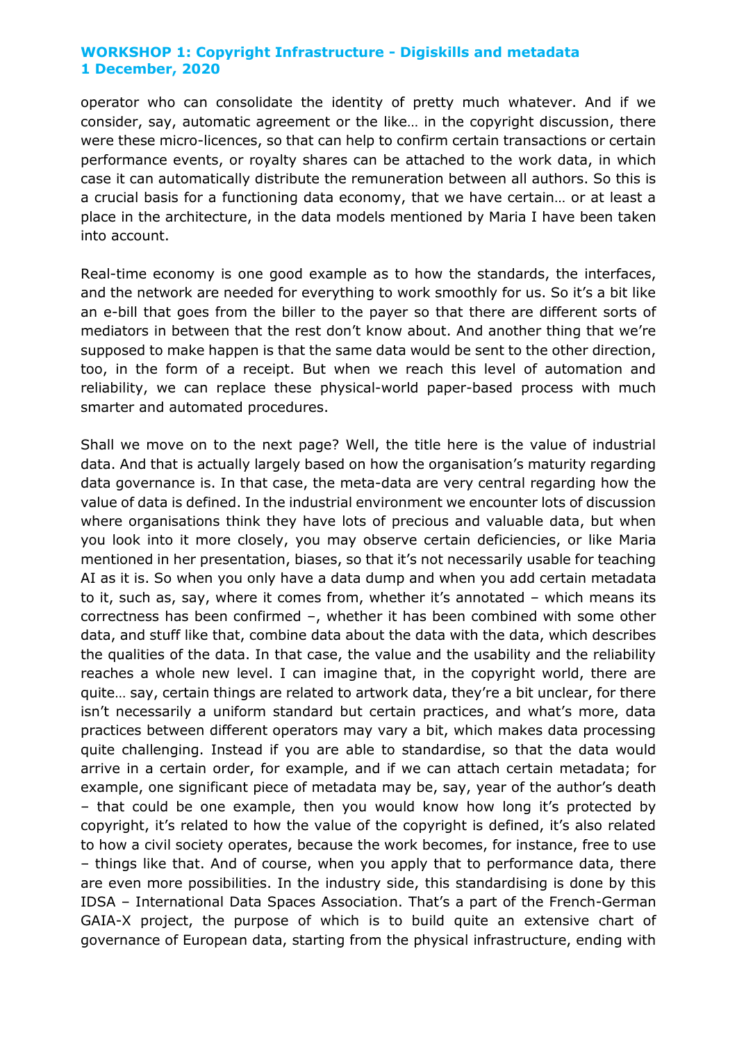operator who can consolidate the identity of pretty much whatever. And if we consider, say, automatic agreement or the like… in the copyright discussion, there were these micro-licences, so that can help to confirm certain transactions or certain performance events, or royalty shares can be attached to the work data, in which case it can automatically distribute the remuneration between all authors. So this is a crucial basis for a functioning data economy, that we have certain… or at least a place in the architecture, in the data models mentioned by Maria I have been taken into account.

Real-time economy is one good example as to how the standards, the interfaces, and the network are needed for everything to work smoothly for us. So it's a bit like an e-bill that goes from the biller to the payer so that there are different sorts of mediators in between that the rest don't know about. And another thing that we're supposed to make happen is that the same data would be sent to the other direction, too, in the form of a receipt. But when we reach this level of automation and reliability, we can replace these physical-world paper-based process with much smarter and automated procedures.

Shall we move on to the next page? Well, the title here is the value of industrial data. And that is actually largely based on how the organisation's maturity regarding data governance is. In that case, the meta-data are very central regarding how the value of data is defined. In the industrial environment we encounter lots of discussion where organisations think they have lots of precious and valuable data, but when you look into it more closely, you may observe certain deficiencies, or like Maria mentioned in her presentation, biases, so that it's not necessarily usable for teaching AI as it is. So when you only have a data dump and when you add certain metadata to it, such as, say, where it comes from, whether it's annotated – which means its correctness has been confirmed –, whether it has been combined with some other data, and stuff like that, combine data about the data with the data, which describes the qualities of the data. In that case, the value and the usability and the reliability reaches a whole new level. I can imagine that, in the copyright world, there are quite… say, certain things are related to artwork data, they're a bit unclear, for there isn't necessarily a uniform standard but certain practices, and what's more, data practices between different operators may vary a bit, which makes data processing quite challenging. Instead if you are able to standardise, so that the data would arrive in a certain order, for example, and if we can attach certain metadata; for example, one significant piece of metadata may be, say, year of the author's death – that could be one example, then you would know how long it's protected by copyright, it's related to how the value of the copyright is defined, it's also related to how a civil society operates, because the work becomes, for instance, free to use – things like that. And of course, when you apply that to performance data, there are even more possibilities. In the industry side, this standardising is done by this IDSA – International Data Spaces Association. That's a part of the French-German GAIA-X project, the purpose of which is to build quite an extensive chart of governance of European data, starting from the physical infrastructure, ending with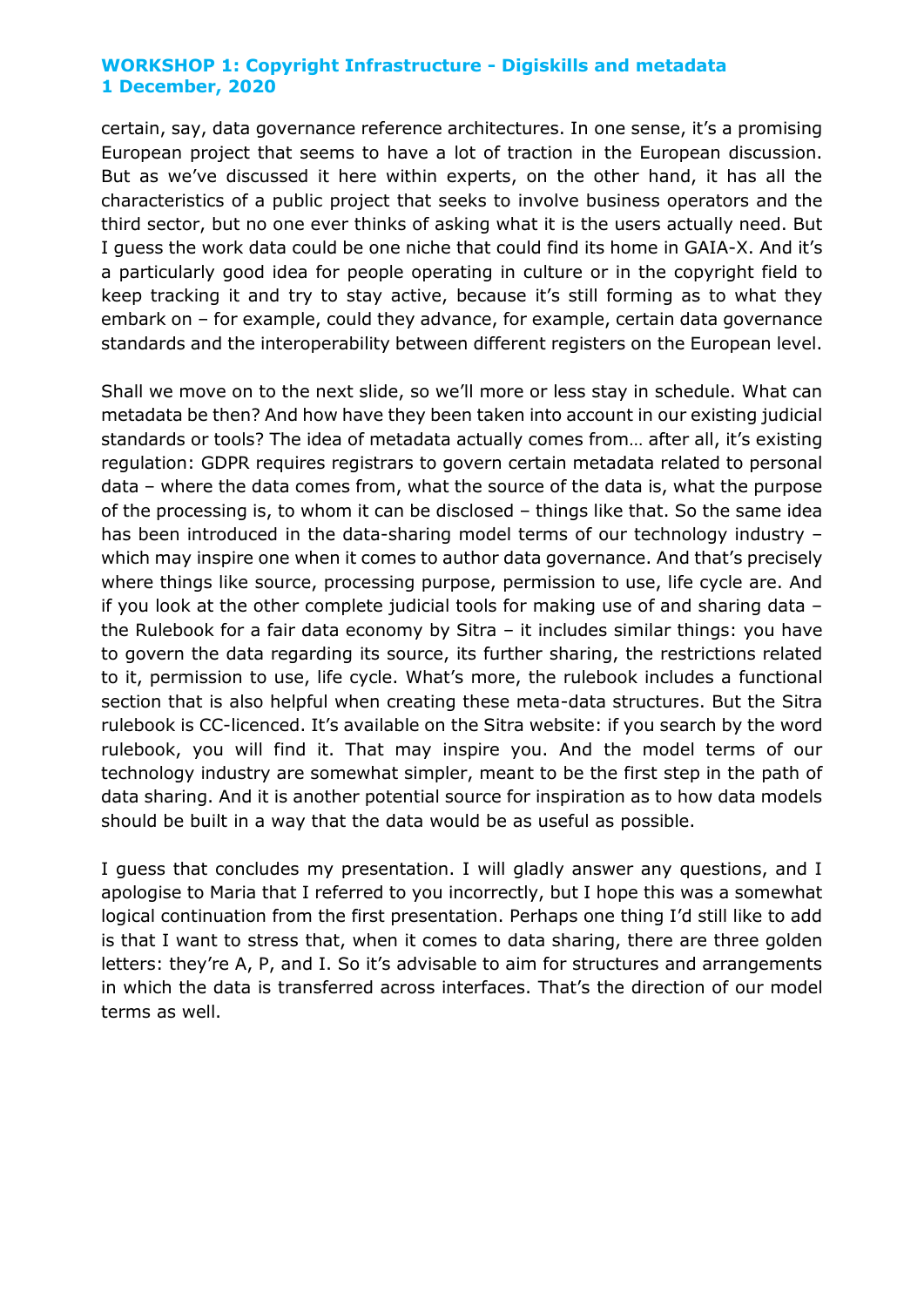certain, say, data governance reference architectures. In one sense, it's a promising European project that seems to have a lot of traction in the European discussion. But as we've discussed it here within experts, on the other hand, it has all the characteristics of a public project that seeks to involve business operators and the third sector, but no one ever thinks of asking what it is the users actually need. But I guess the work data could be one niche that could find its home in GAIA-X. And it's a particularly good idea for people operating in culture or in the copyright field to keep tracking it and try to stay active, because it's still forming as to what they embark on – for example, could they advance, for example, certain data governance standards and the interoperability between different registers on the European level.

Shall we move on to the next slide, so we'll more or less stay in schedule. What can metadata be then? And how have they been taken into account in our existing judicial standards or tools? The idea of metadata actually comes from… after all, it's existing regulation: GDPR requires registrars to govern certain metadata related to personal data – where the data comes from, what the source of the data is, what the purpose of the processing is, to whom it can be disclosed – things like that. So the same idea has been introduced in the data-sharing model terms of our technology industry – which may inspire one when it comes to author data governance. And that's precisely where things like source, processing purpose, permission to use, life cycle are. And if you look at the other complete judicial tools for making use of and sharing data – the Rulebook for a fair data economy by Sitra – it includes similar things: you have to govern the data regarding its source, its further sharing, the restrictions related to it, permission to use, life cycle. What's more, the rulebook includes a functional section that is also helpful when creating these meta-data structures. But the Sitra rulebook is CC-licenced. It's available on the Sitra website: if you search by the word rulebook, you will find it. That may inspire you. And the model terms of our technology industry are somewhat simpler, meant to be the first step in the path of data sharing. And it is another potential source for inspiration as to how data models should be built in a way that the data would be as useful as possible.

I guess that concludes my presentation. I will gladly answer any questions, and I apologise to Maria that I referred to you incorrectly, but I hope this was a somewhat logical continuation from the first presentation. Perhaps one thing I'd still like to add is that I want to stress that, when it comes to data sharing, there are three golden letters: they're A, P, and I. So it's advisable to aim for structures and arrangements in which the data is transferred across interfaces. That's the direction of our model terms as well.